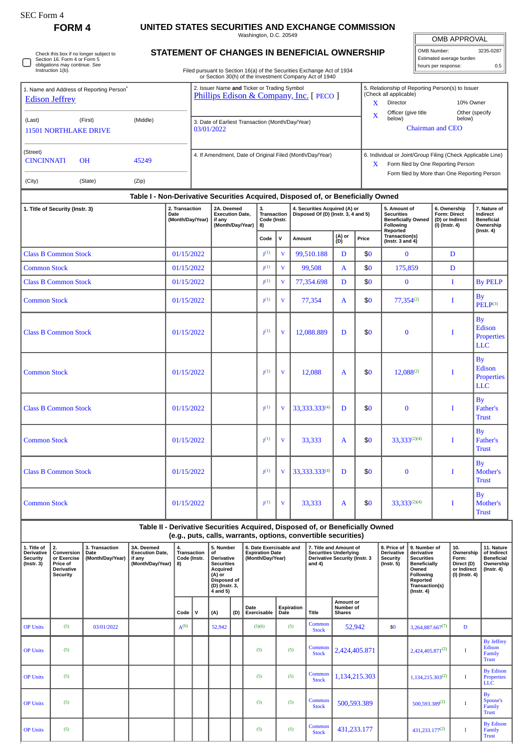SEC Form 4

# FORM 4

## UNITED STATES SECURITIES AND EXCHANGE COMMISSION

Washington, D.C. 20549

## STATEMENT OF CHANGES IN BENEFICIAL OWNERSHIP

Filed pursuant to Section 16(a) of the Securities Exchange Act of 1934 or Section 30(h) of the Investment Company Act of 1940

| OMB APPROVAL | |
|---|---|
| OMB Number: | 3235-0287 |
| Estimated average burden | |
| hours per response: | 0.5 |

☐ Check this box if no longer subject to Section 16. Form 4 or Form 5 obligations may continue. *See* Instruction 1(b).

1. Name and Address of Reporting Person*
Edison Jeffrey
(Last) (First) (Middle)
11501 NORTHLAKE DRIVE
(Street)
CINCINNATI OH 45249
(City) (State) (Zip)

2. Issuer Name **and** Ticker or Trading Symbol
Phillips Edison & Company, Inc. [ PECO ]

3. Date of Earliest Transaction (Month/Day/Year)
03/01/2022

4. If Amendment, Date of Original Filed (Month/Day/Year)

5. Relationship of Reporting Person(s) to Issuer (Check all applicable)
X Director
10% Owner
X Officer (give title below)
Other (specify below)
Chairman and CEO

6. Individual or Joint/Group Filing (Check Applicable Line)
X Form filed by One Reporting Person
Form filed by More than One Reporting Person

### Table I - Non-Derivative Securities Acquired, Disposed of, or Beneficially Owned

| 1. Title of Security (Instr. 3) | 2. Transaction Date (Month/Day/Year) | 2A. Deemed Execution Date, if any (Month/Day/Year) | 3. Transaction Code (Instr. 8) | | 4. Securities Acquired (A) or Disposed Of (D) (Instr. 3, 4 and 5) | | | 5. Amount of Securities Beneficially Owned Following Reported Transaction(s) (Instr. 3 and 4) | 6. Ownership Form: Direct (D) or Indirect (I) (Instr. 4) | 7. Nature of Indirect Beneficial Ownership (Instr. 4) |
|---|---|---|---|---|---|---|---|---|---|---|
| | | | Code | V | Amount | (A) or (D) | Price | | | |
| Class B Common Stock | 01/15/2022 | | J[(1)] | V | 99,510.188 | D | $0 | 0 | D | |
| Common Stock | 01/15/2022 | | J[(1)] | V | 99,508 | A | $0 | 175,859 | D | |
| Class B Common Stock | 01/15/2022 | | J[(1)] | V | 77,354.698 | D | $0 | 0 | I | By PELP |
| Common Stock | 01/15/2022 | | J[(1)] | V | 77,354 | A | $0 | 77,354[(2)] | I | By PELP[(3)] |
| Class B Common Stock | 01/15/2022 | | J[(1)] | V | 12,088.889 | D | $0 | 0 | I | By Edison Properties LLC |
| Common Stock | 01/15/2022 | | J[(1)] | V | 12,088 | A | $0 | 12,088[(2)] | I | By Edison Properties LLC |
| Class B Common Stock | 01/15/2022 | | J[(1)] | V | 33,333.333[(4)] | D | $0 | 0 | I | By Father's Trust |
| Common Stock | 01/15/2022 | | J[(1)] | V | 33,333 | A | $0 | 33,333[(2)(4)] | I | By Father's Trust |
| Class B Common Stock | 01/15/2022 | | J[(1)] | V | 33,333.333[(4)] | D | $0 | 0 | I | By Mother's Trust |
| Common Stock | 01/15/2022 | | J[(1)] | V | 33,333 | A | $0 | 33,333[(2)(4)] | I | By Mother's Trust |

### Table II - Derivative Securities Acquired, Disposed of, or Beneficially Owned (e.g., puts, calls, warrants, options, convertible securities)

| 1. Title of Derivative Security (Instr. 3) | 2. Conversion or Exercise Price of Derivative Security | 3. Transaction Date (Month/Day/Year) | 3A. Deemed Execution Date, if any (Month/Day/Year) | 4. Transaction Code (Instr. 8) | | 5. Number of Derivative Securities Acquired (A) or Disposed of (D) (Instr. 3, 4 and 5) | | 6. Date Exercisable and Expiration Date (Month/Day/Year) | | 7. Title and Amount of Securities Underlying Derivative Security (Instr. 3 and 4) | | 8. Price of Derivative Security (Instr. 5) | 9. Number of derivative Securities Beneficially Owned Following Reported Transaction(s) (Instr. 4) | 10. Ownership Form: Direct (D) or Indirect (I) (Instr. 4) | 11. Nature of Indirect Beneficial Ownership (Instr. 4) |
|---|---|---|---|---|---|---|---|---|---|---|---|---|---|---|---|
| | | | | Code | V | (A) | (D) | Date Exercisable | Expiration Date | Title | Amount or Number of Shares | | | | |
| OP Units | (5) | 03/01/2022 | | A[(6)] | | 52,942 | | (5)(6) | (5) | Common Stock | 52,942 | $0 | 3,264,887.667[(7)] | D | |
| OP Units | (5) | | | | | | | (5) | (5) | Common Stock | 2,424,405.871 | | 2,424,405.871[(2)] | I | By Jeffrey Edison Family Trust |
| OP Units | (5) | | | | | | | (5) | (5) | Common Stock | 1,134,215.303 | | 1,134,215.303[(2)] | I | By Edison Properties LLC |
| OP Units | (5) | | | | | | | (5) | (5) | Common Stock | 500,593.389 | | 500,593.389[(2)] | I | By Spouse's Family Trust |
| OP Units | (5) | | | | | | | (5) | (5) | Common Stock | 431,233.177 | | 431,233.177[(2)] | I | By Edison Family Trust |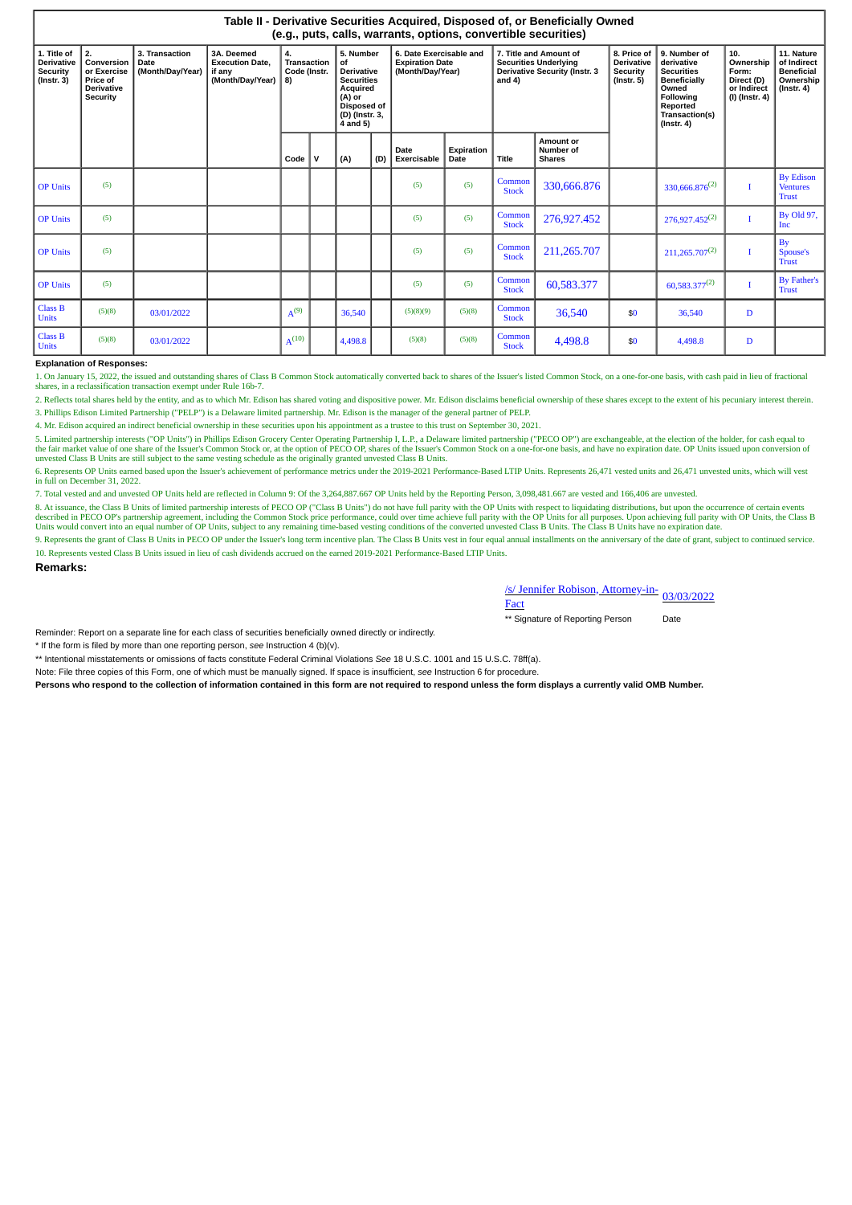## Table II - Derivative Securities Acquired, Disposed of, or Beneficially Owned (e.g., puts, calls, warrants, options, convertible securities)

| 1. Title of Derivative Security (Instr. 3) | 2. Conversion or Exercise Price of Derivative Security | 3. Transaction Date (Month/Day/Year) | 3A. Deemed Execution Date, if any (Month/Day/Year) | 4. Transaction Code (Instr. 8) | | 5. Number of Derivative Securities Acquired (A) or Disposed of (D) (Instr. 3, 4 and 5) | | 6. Date Exercisable and Expiration Date (Month/Day/Year) | | 7. Title and Amount of Securities Underlying Derivative Security (Instr. 3 and 4) | | 8. Price of Derivative Security (Instr. 5) | 9. Number of derivative Securities Beneficially Owned Following Reported Transaction(s) (Instr. 4) | 10. Ownership Form: Direct (D) or Indirect (I) (Instr. 4) | 11. Nature of Indirect Beneficial Ownership (Instr. 4) |
|---|---|---|---|---|---|---|---|---|---|---|---|---|---|---|---|
| | | | | Code | V | (A) | (D) | Date Exercisable | Expiration Date | Title | Amount or Number of Shares | | | | |
| OP Units | (5) | | | | | | | (5) | (5) | Common Stock | 330,666.876 | | 330,666.876(2) | I | By Edison Ventures Trust |
| OP Units | (5) | | | | | | | (5) | (5) | Common Stock | 276,927.452 | | 276,927.452(2) | I | By Old 97, Inc |
| OP Units | (5) | | | | | | | (5) | (5) | Common Stock | 211,265.707 | | 211,265.707(2) | I | By Spouse's Trust |
| OP Units | (5) | | | | | | | (5) | (5) | Common Stock | 60,583.377 | | 60,583.377(2) | I | By Father's Trust |
| Class B Units | (5)(8) | 03/01/2022 | | A(9) | | 36,540 | | (5)(8)(9) | (5)(8) | Common Stock | 36,540 | $0 | 36,540 | D | |
| Class B Units | (5)(8) | 03/01/2022 | | A(10) | | 4,498.8 | | (5)(8) | (5)(8) | Common Stock | 4,498.8 | $0 | 4,498.8 | D | |

**Explanation of Responses:**

1. On January 15, 2022, the issued and outstanding shares of Class B Common Stock automatically converted back to shares of the Issuer's listed Common Stock, on a one-for-one basis, with cash paid in lieu of fractional shares, in a reclassification transaction exempt under Rule 16b-7.

2. Reflects total shares held by the entity, and as to which Mr. Edison has shared voting and dispositive power. Mr. Edison disclaims beneficial ownership of these shares except to the extent of his pecuniary interest therein.

3. Phillips Edison Limited Partnership ("PELP") is a Delaware limited partnership. Mr. Edison is the manager of the general partner of PELP.

4. Mr. Edison acquired an indirect beneficial ownership in these securities upon his appointment as a trustee to this trust on September 30, 2021.

5. Limited partnership interests ("OP Units") in Phillips Edison Grocery Center Operating Partnership I, L.P., a Delaware limited partnership ("PECO OP") are exchangeable, at the election of the holder, for cash equal to the fair market value of one share of the Issuer's Common Stock or, at the option of PECO OP, shares of the Issuer's Common Stock on a one-for-one basis, and have no expiration date. OP Units issued upon conversion of unvested Class B Units are still subject to the same vesting schedule as the originally granted unvested Class B Units.

6. Represents OP Units earned based upon the Issuer's achievement of performance metrics under the 2019-2021 Performance-Based LTIP Units. Represents 26,471 vested units and 26,471 unvested units, which will vest in full on December 31, 2022.

7. Total vested and and unvested OP Units held are reflected in Column 9: Of the 3,264,887.667 OP Units held by the Reporting Person, 3,098,481.667 are vested and 166,406 are unvested.

8. At issuance, the Class B Units of limited partnership interests of PECO OP ("Class B Units") do not have full parity with the OP Units with respect to liquidating distributions, but upon the occurrence of certain events described in PECO OP's partnership agreement, including the Common Stock price performance, could over time achieve full parity with the OP Units for all purposes. Upon achieving full parity with OP Units, the Class B Units would convert into an equal number of OP Units, subject to any remaining time-based vesting conditions of the converted unvested Class B Units. The Class B Units have no expiration date.

9. Represents the grant of Class B Units in PECO OP under the Issuer's long term incentive plan. The Class B Units vest in four equal annual installments on the anniversary of the date of grant, subject to continued service.

10. Represents vested Class B Units issued in lieu of cash dividends accrued on the earned 2019-2021 Performance-Based LTIP Units.

**Remarks:**

/s/ Jennifer Robison, Attorney-in-Fact 03/03/2022

** Signature of Reporting Person Date

Reminder: Report on a separate line for each class of securities beneficially owned directly or indirectly.

* If the form is filed by more than one reporting person, *see* Instruction 4 (b)(v).

** Intentional misstatements or omissions of facts constitute Federal Criminal Violations *See* 18 U.S.C. 1001 and 15 U.S.C. 78ff(a).

Note: File three copies of this Form, one of which must be manually signed. If space is insufficient, *see* Instruction 6 for procedure.

**Persons who respond to the collection of information contained in this form are not required to respond unless the form displays a currently valid OMB Number.**